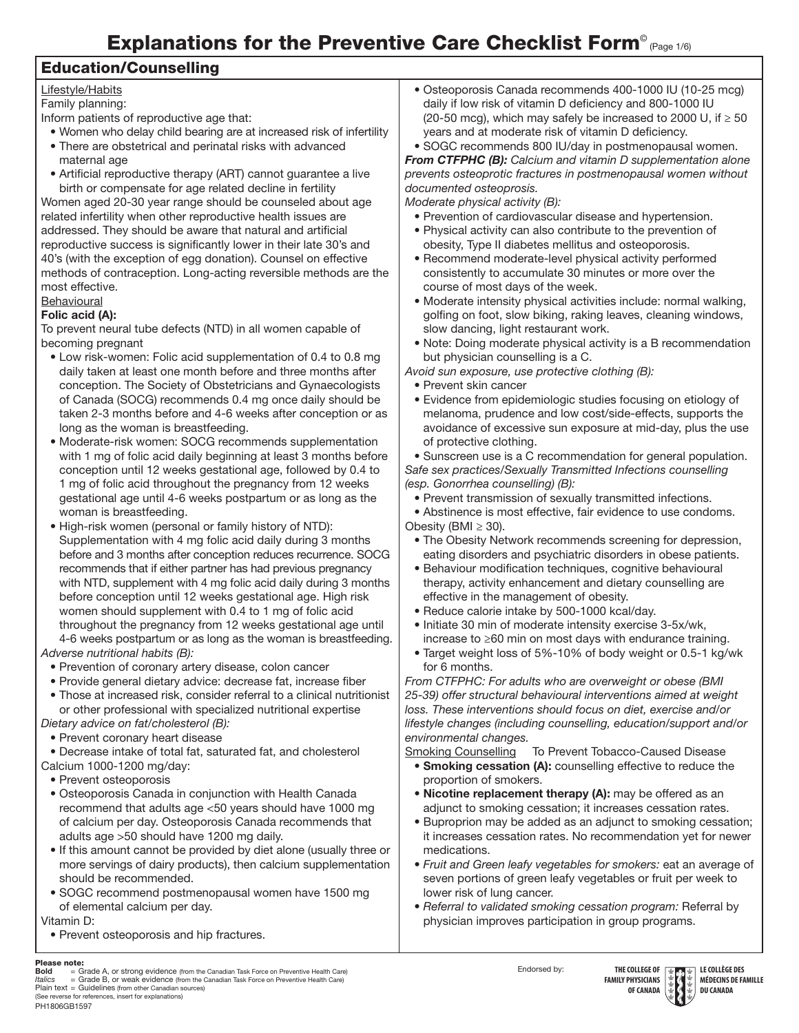# Explanations for the Preventive Care Checklist Form© (Page 1/6)

## Education/Counselling

Lifestyle/Habits

Family planning:

Inform patients of reproductive age that:

- Women who delay child bearing are at increased risk of infertility
- There are obstetrical and perinatal risks with advanced maternal age
- Artificial reproductive therapy (ART) cannot guarantee a live birth or compensate for age related decline in fertility

Women aged 20-30 year range should be counseled about age related infertility when other reproductive health issues are addressed. They should be aware that natural and artificial reproductive success is significantly lower in their late 30's and 40's (with the exception of egg donation). Counsel on effective methods of contraception. Long-acting reversible methods are the most effective.

Behavioural

**Folic acid (A):**

To prevent neural tube defects (NTD) in all women capable of becoming pregnant

- Low risk-women: Folic acid supplementation of 0.4 to 0.8 mg daily taken at least one month before and three months after conception. The Society of Obstetricians and Gynaecologists of Canada (SOCG) recommends 0.4 mg once daily should be taken 2-3 months before and 4-6 weeks after conception or as long as the woman is breastfeeding.
- Moderate-risk women: SOCG recommends supplementation with 1 mg of folic acid daily beginning at least 3 months before conception until 12 weeks gestational age, followed by 0.4 to 1 mg of folic acid throughout the pregnancy from 12 weeks gestational age until 4-6 weeks postpartum or as long as the woman is breastfeeding.
- High-risk women (personal or family history of NTD): Supplementation with 4 mg folic acid daily during 3 months before and 3 months after conception reduces recurrence. SOCG recommends that if either partner has had previous pregnancy with NTD, supplement with 4 mg folic acid daily during 3 months before conception until 12 weeks gestational age. High risk women should supplement with 0.4 to 1 mg of folic acid throughout the pregnancy from 12 weeks gestational age until 4-6 weeks postpartum or as long as the woman is breastfeeding.

*Adverse nutritional habits (B):*

- Prevention of coronary artery disease, colon cancer
- Provide general dietary advice: decrease fat, increase fiber
- Those at increased risk, consider referral to a clinical nutritionist or other professional with specialized nutritional expertise

*Dietary advice on fat/cholesterol (B):*

- Prevent coronary heart disease
- Decrease intake of total fat, saturated fat, and cholesterol

Calcium 1000-1200 mg/day:

- Prevent osteoporosis
- Osteoporosis Canada in conjunction with Health Canada recommend that adults age <50 years should have 1000 mg of calcium per day. Osteoporosis Canada recommends that adults age >50 should have 1200 mg daily.
- If this amount cannot be provided by diet alone (usually three or more servings of dairy products), then calcium supplementation should be recommended.
- SOGC recommend postmenopausal women have 1500 mg of elemental calcium per day.

Vitamin D:

- Prevent osteoporosis and hip fractures.
- Osteoporosis Canada recommends 400-1000 IU (10-25 mcg) daily if low risk of vitamin D deficiency and 800-1000 IU (20-50 mcg), which may safely be increased to 2000 U, if ≥ 50 years and at moderate risk of vitamin D deficiency.
- SOGC recommends 800 IU/day in postmenopausal women.

***From CTFPHC (B):*** *Calcium and vitamin D supplementation alone prevents osteoprotic fractures in postmenopausal women without documented osteoprosis.*

*Moderate physical activity (B):*

- Prevention of cardiovascular disease and hypertension.
- Physical activity can also contribute to the prevention of obesity, Type II diabetes mellitus and osteoporosis.
- Recommend moderate-level physical activity performed consistently to accumulate 30 minutes or more over the course of most days of the week.
- Moderate intensity physical activities include: normal walking, golfing on foot, slow biking, raking leaves, cleaning windows, slow dancing, light restaurant work.
- Note: Doing moderate physical activity is a B recommendation but physician counselling is a C.

*Avoid sun exposure, use protective clothing (B):*

- Prevent skin cancer
- Evidence from epidemiologic studies focusing on etiology of melanoma, prudence and low cost/side-effects, supports the avoidance of excessive sun exposure at mid-day, plus the use of protective clothing.
- Sunscreen use is a C recommendation for general population.

*Safe sex practices/Sexually Transmitted Infections counselling (esp. Gonorrhea counselling) (B):*

- Prevent transmission of sexually transmitted infections.
- Abstinence is most effective, fair evidence to use condoms.

Obesity (BMI ≥ 30).

- The Obesity Network recommends screening for depression, eating disorders and psychiatric disorders in obese patients.
- Behaviour modification techniques, cognitive behavioural therapy, activity enhancement and dietary counselling are effective in the management of obesity.
- Reduce calorie intake by 500-1000 kcal/day.
- Initiate 30 min of moderate intensity exercise 3-5x/wk, increase to ≥60 min on most days with endurance training.
- Target weight loss of 5%-10% of body weight or 0.5-1 kg/wk for 6 months.

*From CTFPHC: For adults who are overweight or obese (BMI 25-39) offer structural behavioural interventions aimed at weight loss. These interventions should focus on diet, exercise and/or lifestyle changes (including counselling, education/support and/or environmental changes.*

Smoking Counselling To Prevent Tobacco-Caused Disease

- **Smoking cessation (A):** counselling effective to reduce the proportion of smokers.
- **Nicotine replacement therapy (A):** may be offered as an adjunct to smoking cessation; it increases cessation rates.
- Buproprion may be added as an adjunct to smoking cessation; it increases cessation rates. No recommendation yet for newer medications.
- *Fruit and Green leafy vegetables for smokers:* eat an average of seven portions of green leafy vegetables or fruit per week to lower risk of lung cancer.
- *Referral to validated smoking cessation program:* Referral by physician improves participation in group programs.

**Please note:**

**Bold** = Grade A, or strong evidence (from the Canadian Task Force on Preventive Health Care)
*Italics* = Grade B, or weak evidence (from the Canadian Task Force on Preventive Health Care)
Plain text = Guidelines (from other Canadian sources)
(See reverse for references, insert for explanations)

PH1806GB1597

Endorsed by: The College of Family Physicians of Canada / Le Collège des Médecins de Famille du Canada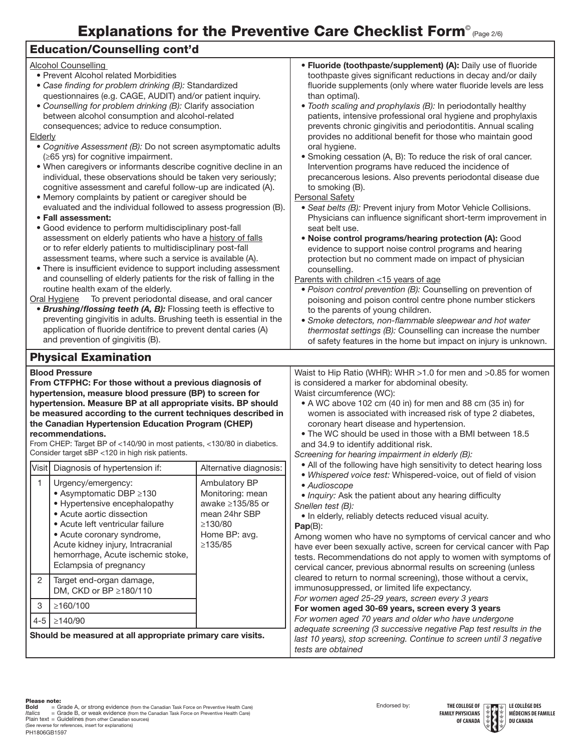# Explanations for the Preventive Care Checklist Form© (Page 2/6)

## Education/Counselling cont'd

Alcohol Counselling

- Prevent Alcohol related Morbidities
- *Case finding for problem drinking (B):* Standardized questionnaires (e.g. CAGE, AUDIT) and/or patient inquiry.
- *Counselling for problem drinking (B):* Clarify association between alcohol consumption and alcohol-related consequences; advice to reduce consumption.

Elderly

- *Cognitive Assessment (B):* Do not screen asymptomatic adults (≥65 yrs) for cognitive impairment.
- When caregivers or informants describe cognitive decline in an individual, these observations should be taken very seriously; cognitive assessment and careful follow-up are indicated (A).
- Memory complaints by patient or caregiver should be evaluated and the individual followed to assess progression (B).
- **Fall assessment:**
- Good evidence to perform multidisciplinary post-fall assessment on elderly patients who have a history of falls or to refer elderly patients to multidisciplinary post-fall assessment teams, where such a service is available (A).
- There is insufficient evidence to support including assessment and counselling of elderly patients for the risk of falling in the routine health exam of the elderly.

Oral Hygiene To prevent periodontal disease, and oral cancer

- ***Brushing/flossing teeth (A, B):*** Flossing teeth is effective to preventing gingivitis in adults. Brushing teeth is essential in the application of fluoride dentifrice to prevent dental caries (A) and prevention of gingivitis (B).
- **Fluoride (toothpaste/supplement) (A):** Daily use of fluoride toothpaste gives significant reductions in decay and/or daily fluoride supplements (only where water fluoride levels are less than optimal).
- *Tooth scaling and prophylaxis (B):* In periodontally healthy patients, intensive professional oral hygiene and prophylaxis prevents chronic gingivitis and periodontitis. Annual scaling provides no additional benefit for those who maintain good oral hygiene.
- Smoking cessation (A, B): To reduce the risk of oral cancer. Intervention programs have reduced the incidence of precancerous lesions. Also prevents periodontal disease due to smoking (B).

Personal Safety

- *Seat belts (B):* Prevent injury from Motor Vehicle Collisions. Physicians can influence significant short-term improvement in seat belt use.
- **Noise control programs/hearing protection (A):** Good evidence to support noise control programs and hearing protection but no comment made on impact of physician counselling.

Parents with children <15 years of age

- *Poison control prevention (B):* Counselling on prevention of poisoning and poison control centre phone number stickers to the parents of young children.
- *Smoke detectors, non-flammable sleepwear and hot water thermostat settings (B):* Counselling can increase the number of safety features in the home but impact on injury is unknown.

## Physical Examination

**Blood Pressure**

**From CTFPHC: For those without a previous diagnosis of hypertension, measure blood pressure (BP) to screen for hypertension. Measure BP at all appropriate visits. BP should be measured according to the current techniques described in the Canadian Hypertension Education Program (CHEP) recommendations.**

From CHEP: Target BP of <140/90 in most patients, <130/80 in diabetics. Consider target sBP <120 in high risk patients.

| Visit | Diagnosis of hypertension if: | Alternative diagnosis: |
|---|---|---|
| 1 | Urgency/emergency: • Asymptomatic DBP ≥130 • Hypertensive encephalopathy • Acute aortic dissection • Acute left ventricular failure • Acute coronary syndrome, Acute kidney injury, Intracranial hemorrhage, Acute ischemic stoke, Eclampsia of pregnancy | Ambulatory BP Monitoring: mean awake ≥135/85 or mean 24hr SBP ≥130/80 Home BP: avg. ≥135/85 |
| 2 | Target end-organ damage, DM, CKD or BP ≥180/110 | |
| 3 | ≥160/100 | |
| 4-5 | ≥140/90 | |

**Should be measured at all appropriate primary care visits.**

Waist to Hip Ratio (WHR): WHR >1.0 for men and >0.85 for women is considered a marker for abdominal obesity.

Waist circumference (WC):

- A WC above 102 cm (40 in) for men and 88 cm (35 in) for women is associated with increased risk of type 2 diabetes, coronary heart disease and hypertension.
- The WC should be used in those with a BMI between 18.5 and 34.9 to identify additional risk.

*Screening for hearing impairment in elderly (B):*

- All of the following have high sensitivity to detect hearing loss
- *Whispered voice test:* Whispered-voice, out of field of vision
- *Audioscope*
- *Inquiry:* Ask the patient about any hearing difficulty

*Snellen test (B):*

- In elderly, reliably detects reduced visual acuity.

**Pap**(B):

Among women who have no symptoms of cervical cancer and who have ever been sexually active, screen for cervical cancer with Pap tests. Recommendations do not apply to women with symptoms of cervical cancer, previous abnormal results on screening (unless cleared to return to normal screening), those without a cervix, immunosuppressed, or limited life expectancy.

*For women aged 25-29 years, screen every 3 years*

**For women aged 30-69 years, screen every 3 years**

*For women aged 70 years and older who have undergone adequate screening (3 successive negative Pap test results in the last 10 years), stop screening. Continue to screen until 3 negative tests are obtained*

**Please note:**
**Bold** = Grade A, or strong evidence (from the Canadian Task Force on Preventive Health Care)
*Italics* = Grade B, or weak evidence (from the Canadian Task Force on Preventive Health Care)
Plain text = Guidelines (from other Canadian sources)
(See reverse for references, insert for explanations)
PH1806GB1597

Endorsed by: The College of Family Physicians of Canada / Le Collège des Médecins de Famille du Canada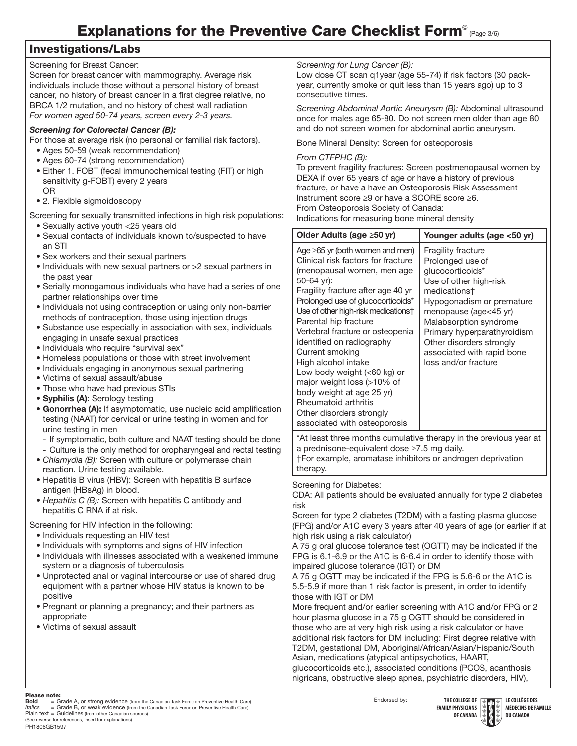# Explanations for the Preventive Care Checklist Form© (Page 3/6)

## Investigations/Labs

Screening for Breast Cancer:
Screen for breast cancer with mammography. Average risk individuals include those without a personal history of breast cancer, no history of breast cancer in a first degree relative, no BRCA 1/2 mutation, and no history of chest wall radiation
*For women aged 50-74 years, screen every 2-3 years.*

***Screening for Colorectal Cancer (B):***
For those at average risk (no personal or familial risk factors).

- Ages 50-59 (weak recommendation)
- Ages 60-74 (strong recommendation)
- Either 1. FOBT (fecal immunochemical testing (FIT) or high sensitivity g-FOBT) every 2 years
  OR
- 2. Flexible sigmoidoscopy

Screening for sexually transmitted infections in high risk populations:

- Sexually active youth <25 years old
- Sexual contacts of individuals known to/suspected to have an STI
- Sex workers and their sexual partners
- Individuals with new sexual partners or >2 sexual partners in the past year
- Serially monogamous individuals who have had a series of one partner relationships over time
- Individuals not using contraception or using only non-barrier methods of contraception, those using injection drugs
- Substance use especially in association with sex, individuals engaging in unsafe sexual practices
- Individuals who require "survival sex"
- Homeless populations or those with street involvement
- Individuals engaging in anonymous sexual partnering
- Victims of sexual assault/abuse
- Those who have had previous STIs
- **Syphilis (A):** Serology testing
- **Gonorrhea (A):** If asymptomatic, use nucleic acid amplification testing (NAAT) for cervical or urine testing in women and for urine testing in men
  - If symptomatic, both culture and NAAT testing should be done
  - Culture is the only method for oropharyngeal and rectal testing
- *Chlamydia (B):* Screen with culture or polymerase chain reaction. Urine testing available.
- Hepatitis B virus (HBV): Screen with hepatitis B surface antigen (HBsAg) in blood.
- *Hepatitis C (B):* Screen with hepatitis C antibody and hepatitis C RNA if at risk.

Screening for HIV infection in the following:

- Individuals requesting an HIV test
- Individuals with symptoms and signs of HIV infection
- Individuals with illnesses associated with a weakened immune system or a diagnosis of tuberculosis
- Unprotected anal or vaginal intercourse or use of shared drug equipment with a partner whose HIV status is known to be positive
- Pregnant or planning a pregnancy; and their partners as appropriate
- Victims of sexual assault

*Screening for Lung Cancer (B):*
Low dose CT scan q1year (age 55-74) if risk factors (30 pack-year, currently smoke or quit less than 15 years ago) up to 3 consecutive times.

*Screening Abdominal Aortic Aneurysm (B):* Abdominal ultrasound once for males age 65-80. Do not screen men older than age 80 and do not screen women for abdominal aortic aneurysm.

Bone Mineral Density: Screen for osteoporosis

*From CTFPHC (B):*
To prevent fragility fractures: Screen postmenopausal women by DEXA if over 65 years of age or have a history of previous fracture, or have a have an Osteoporosis Risk Assessment Instrument score ≥9 or have a SCORE score ≥6.
From Osteoporosis Society of Canada:
Indications for measuring bone mineral density

| Older Adults (age ≥50 yr) | Younger adults (age <50 yr) |
|---|---|
| Age ≥65 yr (both women and men)<br>Clinical risk factors for fracture (menopausal women, men age 50-64 yr):<br>Fragility fracture after age 40 yr<br>Prolonged use of glucocorticoids*<br>Use of other high-risk medications†<br>Parental hip fracture<br>Vertebral fracture or osteopenia identified on radiography<br>Current smoking<br>High alcohol intake<br>Low body weight (<60 kg) or major weight loss (>10% of body weight at age 25 yr)<br>Rheumatoid arthritis<br>Other disorders strongly associated with osteoporosis | Fragility fracture<br>Prolonged use of glucocorticoids*<br>Use of other high-risk medications†<br>Hypogonadism or premature menopause (age<45 yr)<br>Malabsorption syndrome<br>Primary hyperparathyroidism<br>Other disorders strongly associated with rapid bone loss and/or fracture |

*At least three months cumulative therapy in the previous year at a prednisone-equivalent dose ≥7.5 mg daily.
†For example, aromatase inhibitors or androgen deprivation therapy.

Screening for Diabetes:
CDA: All patients should be evaluated annually for type 2 diabetes risk
Screen for type 2 diabetes (T2DM) with a fasting plasma glucose (FPG) and/or A1C every 3 years after 40 years of age (or earlier if at high risk using a risk calculator)
A 75 g oral glucose tolerance test (OGTT) may be indicated if the FPG is 6.1-6.9 or the A1C is 6-6.4 in order to identify those with impaired glucose tolerance (IGT) or DM
A 75 g OGTT may be indicated if the FPG is 5.6-6 or the A1C is 5.5-5.9 if more than 1 risk factor is present, in order to identify those with IGT or DM
More frequent and/or earlier screening with A1C and/or FPG or 2 hour plasma glucose in a 75 g OGTT should be considered in those who are at very high risk using a risk calculator or have additional risk factors for DM including: First degree relative with T2DM, gestational DM, Aboriginal/African/Asian/Hispanic/South Asian, medications (atypical antipsychotics, HAART, glucocorticoids etc.), associated conditions (PCOS, acanthosis nigricans, obstructive sleep apnea, psychiatric disorders, HIV),

**Please note:**
**Bold** = Grade A, or strong evidence (from the Canadian Task Force on Preventive Health Care)
*Italics* = Grade B, or weak evidence (from the Canadian Task Force on Preventive Health Care)
Plain text = Guidelines (from other Canadian sources)
(See reverse for references, insert for explanations)
PH1806GB1597

Endorsed by: THE COLLEGE OF FAMILY PHYSICIANS OF CANADA / LE COLLÈGE DES MÉDECINS DE FAMILLE DU CANADA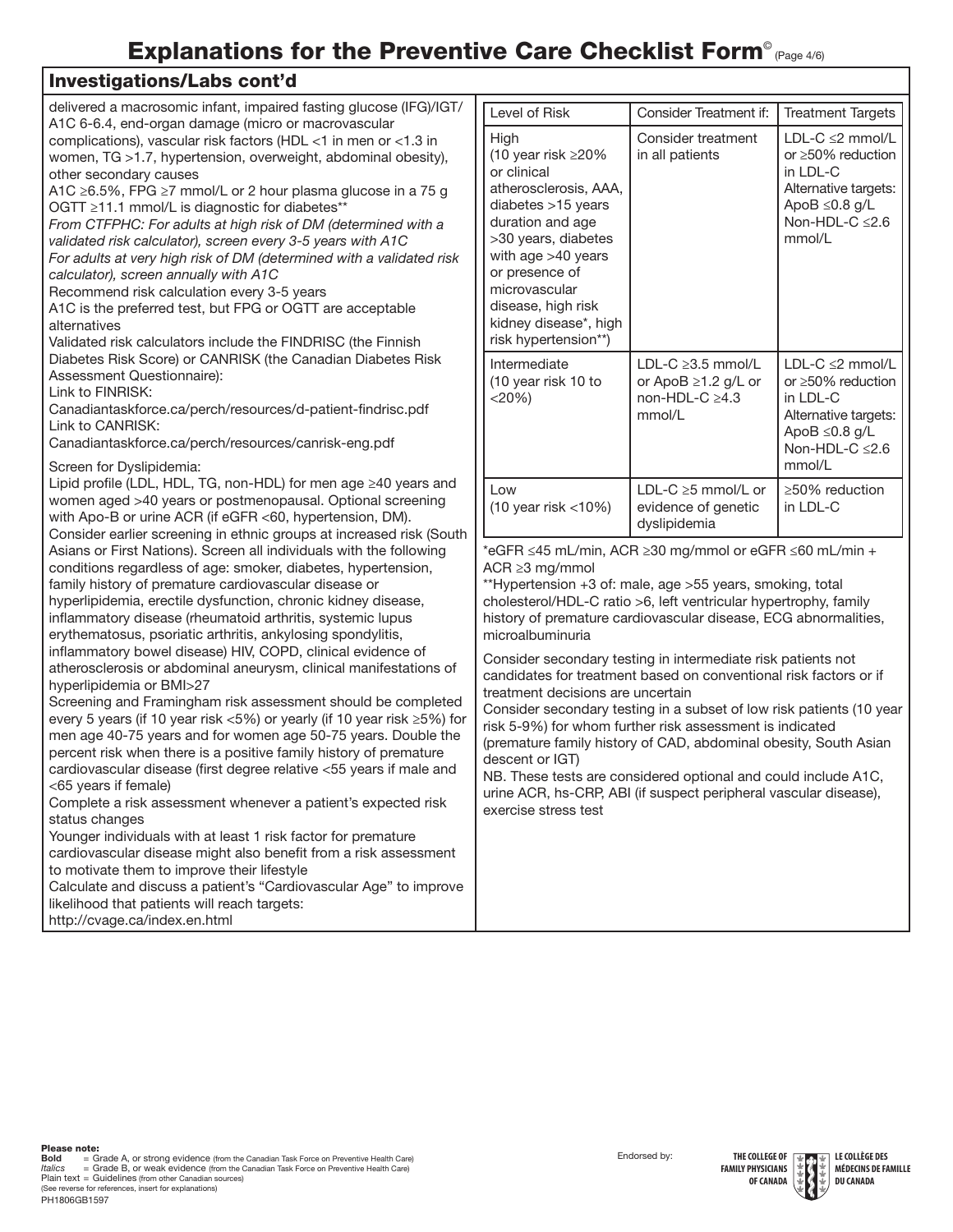# Explanations for the Preventive Care Checklist Form© (Page 4/6)

## Investigations/Labs cont'd

delivered a macrosomic infant, impaired fasting glucose (IFG)/IGT/ A1C 6-6.4, end-organ damage (micro or macrovascular complications), vascular risk factors (HDL <1 in men or <1.3 in women, TG >1.7, hypertension, overweight, abdominal obesity), other secondary causes
A1C ≥6.5%, FPG ≥7 mmol/L or 2 hour plasma glucose in a 75 g OGTT ≥11.1 mmol/L is diagnostic for diabetes**
*From CTFPHC: For adults at high risk of DM (determined with a validated risk calculator), screen every 3-5 years with A1C*
*For adults at very high risk of DM (determined with a validated risk calculator), screen annually with A1C*
Recommend risk calculation every 3-5 years
A1C is the preferred test, but FPG or OGTT are acceptable alternatives
Validated risk calculators include the FINDRISC (the Finnish Diabetes Risk Score) or CANRISK (the Canadian Diabetes Risk Assessment Questionnaire):
Link to FINRISK:
Canadiantaskforce.ca/perch/resources/d-patient-findrisc.pdf
Link to CANRISK:
Canadiantaskforce.ca/perch/resources/canrisk-eng.pdf

Screen for Dyslipidemia:
Lipid profile (LDL, HDL, TG, non-HDL) for men age ≥40 years and women aged >40 years or postmenopausal. Optional screening with Apo-B or urine ACR (if eGFR <60, hypertension, DM).
Consider earlier screening in ethnic groups at increased risk (South Asians or First Nations). Screen all individuals with the following conditions regardless of age: smoker, diabetes, hypertension, family history of premature cardiovascular disease or hyperlipidemia, erectile dysfunction, chronic kidney disease, inflammatory disease (rheumatoid arthritis, systemic lupus erythematosus, psoriatic arthritis, ankylosing spondylitis, inflammatory bowel disease) HIV, COPD, clinical evidence of atherosclerosis or abdominal aneurysm, clinical manifestations of hyperlipidemia or BMI>27
Screening and Framingham risk assessment should be completed every 5 years (if 10 year risk <5%) or yearly (if 10 year risk ≥5%) for men age 40-75 years and for women age 50-75 years. Double the percent risk when there is a positive family history of premature cardiovascular disease (first degree relative <55 years if male and <65 years if female)
Complete a risk assessment whenever a patient's expected risk status changes
Younger individuals with at least 1 risk factor for premature cardiovascular disease might also benefit from a risk assessment to motivate them to improve their lifestyle
Calculate and discuss a patient's "Cardiovascular Age" to improve likelihood that patients will reach targets:
http://cvage.ca/index.en.html

| Level of Risk | Consider Treatment if: | Treatment Targets |
|---|---|---|
| High (10 year risk ≥20% or clinical atherosclerosis, AAA, diabetes >15 years duration and age >30 years, diabetes with age >40 years or presence of microvascular disease, high risk kidney disease*, high risk hypertension**) | Consider treatment in all patients | LDL-C ≤2 mmol/L or ≥50% reduction in LDL-C Alternative targets: ApoB ≤0.8 g/L Non-HDL-C ≤2.6 mmol/L |
| Intermediate (10 year risk 10 to <20%) | LDL-C ≥3.5 mmol/L or ApoB ≥1.2 g/L or non-HDL-C ≥4.3 mmol/L | LDL-C ≤2 mmol/L or ≥50% reduction in LDL-C Alternative targets: ApoB ≤0.8 g/L Non-HDL-C ≤2.6 mmol/L |
| Low (10 year risk <10%) | LDL-C ≥5 mmol/L or evidence of genetic dyslipidemia | ≥50% reduction in LDL-C |

*eGFR ≤45 mL/min, ACR ≥30 mg/mmol or eGFR ≤60 mL/min + ACR ≥3 mg/mmol
**Hypertension +3 of: male, age >55 years, smoking, total cholesterol/HDL-C ratio >6, left ventricular hypertrophy, family history of premature cardiovascular disease, ECG abnormalities, microalbuminuria

Consider secondary testing in intermediate risk patients not candidates for treatment based on conventional risk factors or if treatment decisions are uncertain
Consider secondary testing in a subset of low risk patients (10 year risk 5-9%) for whom further risk assessment is indicated (premature family history of CAD, abdominal obesity, South Asian descent or IGT)
NB. These tests are considered optional and could include A1C, urine ACR, hs-CRP, ABI (if suspect peripheral vascular disease), exercise stress test

**Please note:**
**Bold** = Grade A, or strong evidence (from the Canadian Task Force on Preventive Health Care)
*Italics* = Grade B, or weak evidence (from the Canadian Task Force on Preventive Health Care)
Plain text = Guidelines (from other Canadian sources)
(See reverse for references, insert for explanations)
PH1806GB1597

Endorsed by: The College of Family Physicians of Canada / Le Collège des Médecins de Famille du Canada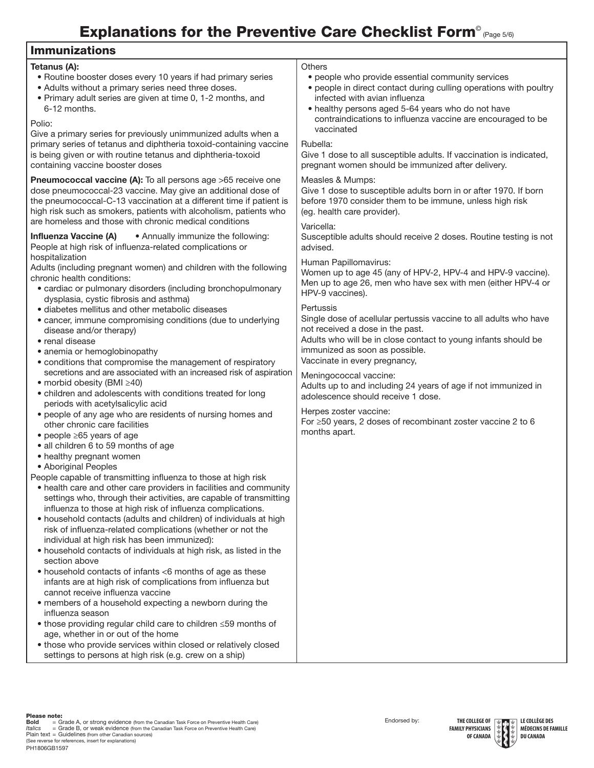# Explanations for the Preventive Care Checklist Form© (Page 5/6)

## Immunizations

**Tetanus (A):**

- Routine booster doses every 10 years if had primary series
- Adults without a primary series need three doses.
- Primary adult series are given at time 0, 1-2 months, and 6-12 months.

Polio:
Give a primary series for previously unimmunized adults when a primary series of tetanus and diphtheria toxoid-containing vaccine is being given or with routine tetanus and diphtheria-toxoid containing vaccine booster doses

**Pneumococcal vaccine (A):** To all persons age >65 receive one dose pneumococcal-23 vaccine. May give an additional dose of the pneumococcal-C-13 vaccination at a different time if patient is high risk such as smokers, patients with alcoholism, patients who are homeless and those with chronic medical conditions

**Influenza Vaccine (A)** • Annually immunize the following:
People at high risk of influenza-related complications or hospitalization
Adults (including pregnant women) and children with the following chronic health conditions:

- cardiac or pulmonary disorders (including bronchopulmonary dysplasia, cystic fibrosis and asthma)
- diabetes mellitus and other metabolic diseases
- cancer, immune compromising conditions (due to underlying disease and/or therapy)
- renal disease
- anemia or hemoglobinopathy
- conditions that compromise the management of respiratory secretions and are associated with an increased risk of aspiration
- morbid obesity (BMI ≥40)
- children and adolescents with conditions treated for long periods with acetylsalicylic acid
- people of any age who are residents of nursing homes and other chronic care facilities
- people ≥65 years of age
- all children 6 to 59 months of age
- healthy pregnant women
- Aboriginal Peoples

People capable of transmitting influenza to those at high risk

- health care and other care providers in facilities and community settings who, through their activities, are capable of transmitting influenza to those at high risk of influenza complications.
- household contacts (adults and children) of individuals at high risk of influenza-related complications (whether or not the individual at high risk has been immunized):
- household contacts of individuals at high risk, as listed in the section above
- household contacts of infants <6 months of age as these infants are at high risk of complications from influenza but cannot receive influenza vaccine
- members of a household expecting a newborn during the influenza season
- those providing regular child care to children ≤59 months of age, whether in or out of the home
- those who provide services within closed or relatively closed settings to persons at high risk (e.g. crew on a ship)

Others

- people who provide essential community services
- people in direct contact during culling operations with poultry infected with avian influenza
- healthy persons aged 5-64 years who do not have contraindications to influenza vaccine are encouraged to be vaccinated

Rubella:
Give 1 dose to all susceptible adults. If vaccination is indicated, pregnant women should be immunized after delivery.

Measles & Mumps:
Give 1 dose to susceptible adults born in or after 1970. If born before 1970 consider them to be immune, unless high risk (eg. health care provider).

Varicella:
Susceptible adults should receive 2 doses. Routine testing is not advised.

Human Papillomavirus:
Women up to age 45 (any of HPV-2, HPV-4 and HPV-9 vaccine). Men up to age 26, men who have sex with men (either HPV-4 or HPV-9 vaccines).

Pertussis
Single dose of acellular pertussis vaccine to all adults who have not received a dose in the past.
Adults who will be in close contact to young infants should be immunized as soon as possible.
Vaccinate in every pregnancy,

Meningococcal vaccine:
Adults up to and including 24 years of age if not immunized in adolescence should receive 1 dose.

Herpes zoster vaccine:
For ≥50 years, 2 doses of recombinant zoster vaccine 2 to 6 months apart.

**Please note:**
**Bold** = Grade A, or strong evidence (from the Canadian Task Force on Preventive Health Care)
*Italics* = Grade B, or weak evidence (from the Canadian Task Force on Preventive Health Care)
Plain text = Guidelines (from other Canadian sources)
(See reverse for references, insert for explanations)
PH1806GB1597

Endorsed by: The College of Family Physicians of Canada / Le Collège des Médecins de Famille du Canada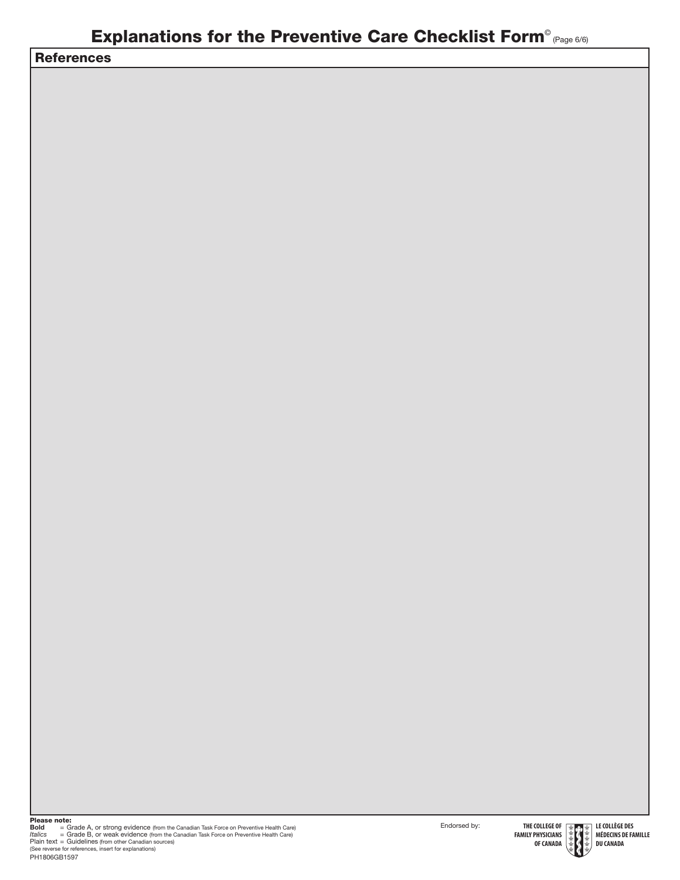# Explanations for the Preventive Care Checklist Form© (Page 6/6)

## References

**Please note:**
**Bold** = Grade A, or strong evidence (from the Canadian Task Force on Preventive Health Care)
*Italics* = Grade B, or weak evidence (from the Canadian Task Force on Preventive Health Care)
Plain text = Guidelines (from other Canadian sources)
(See reverse for references, insert for explanations)
PH1806GB1597

Endorsed by:

THE COLLEGE OF FAMILY PHYSICIANS OF CANADA

LE COLLÈGE DES MÉDECINS DE FAMILLE DU CANADA